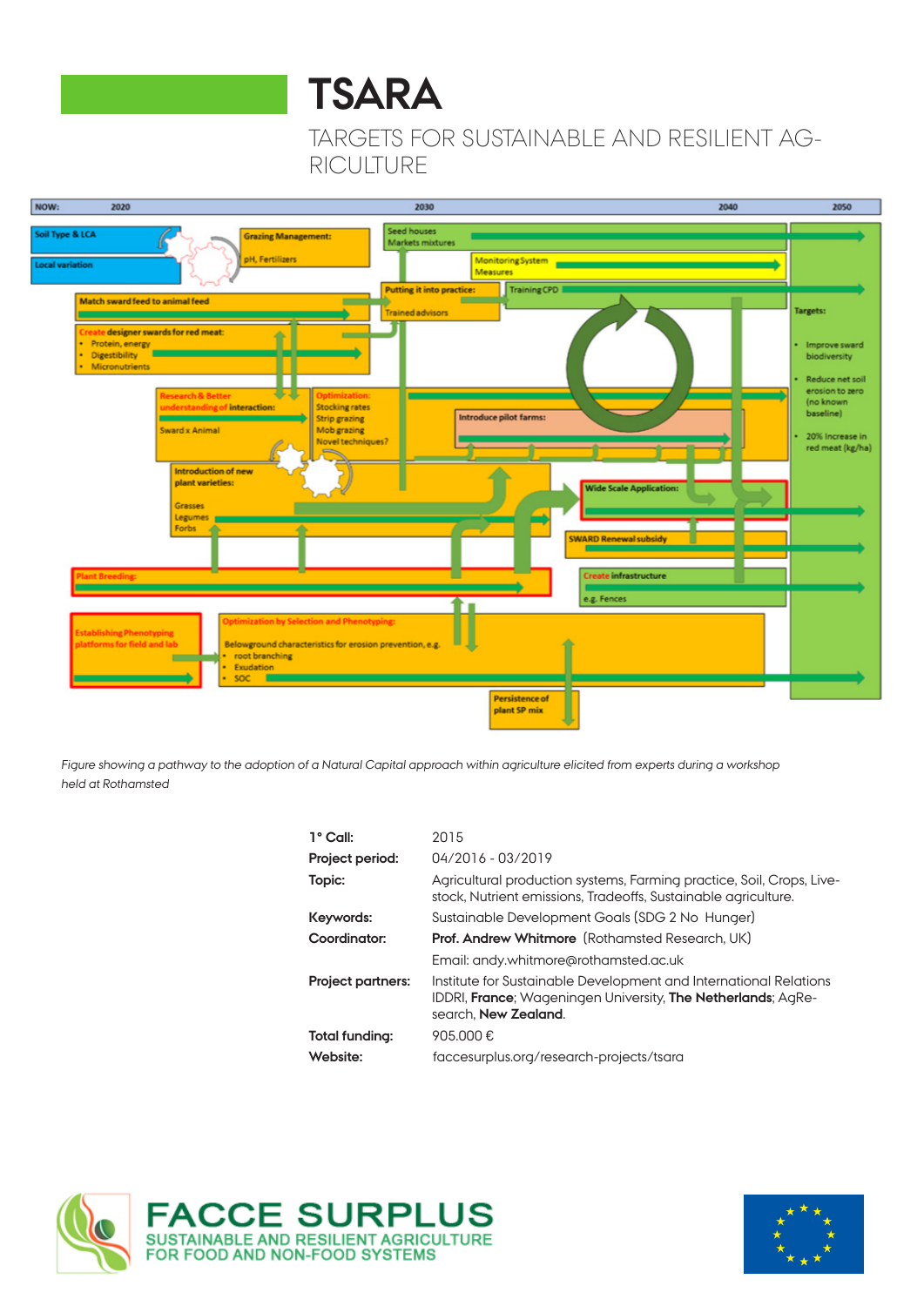# TSARA

## TARGETS FOR SUSTAINABLE AND RESILIENT AGRICULTURE

*Figure showing a pathway to the adoption of a Natural Capital approach within agriculture elicited from experts during a workshop held at Rothamsted*

| | |
|---|---|
| **1° Call:** | 2015 |
| **Project period:** | 04/2016 - 03/2019 |
| **Topic:** | Agricultural production systems, Farming practice, Soil, Crops, Livestock, Nutrient emissions, Tradeoffs, Sustainable agriculture. |
| **Keywords:** | Sustainable Development Goals (SDG 2 No Hunger) |
| **Coordinator:** | **Prof. Andrew Whitmore** (Rothamsted Research, UK) |
| | Email: andy.whitmore@rothamsted.ac.uk |
| **Project partners:** | Institute for Sustainable Development and International Relations IDDRI, **France**; Wageningen University, **The Netherlands**; AgResearch, **New Zealand**. |
| **Total funding:** | 905.000 € |
| **Website:** | faccesurplus.org/research-projects/tsara |

FACCE SURPLUS
SUSTAINABLE AND RESILIENT AGRICULTURE FOR FOOD AND NON-FOOD SYSTEMS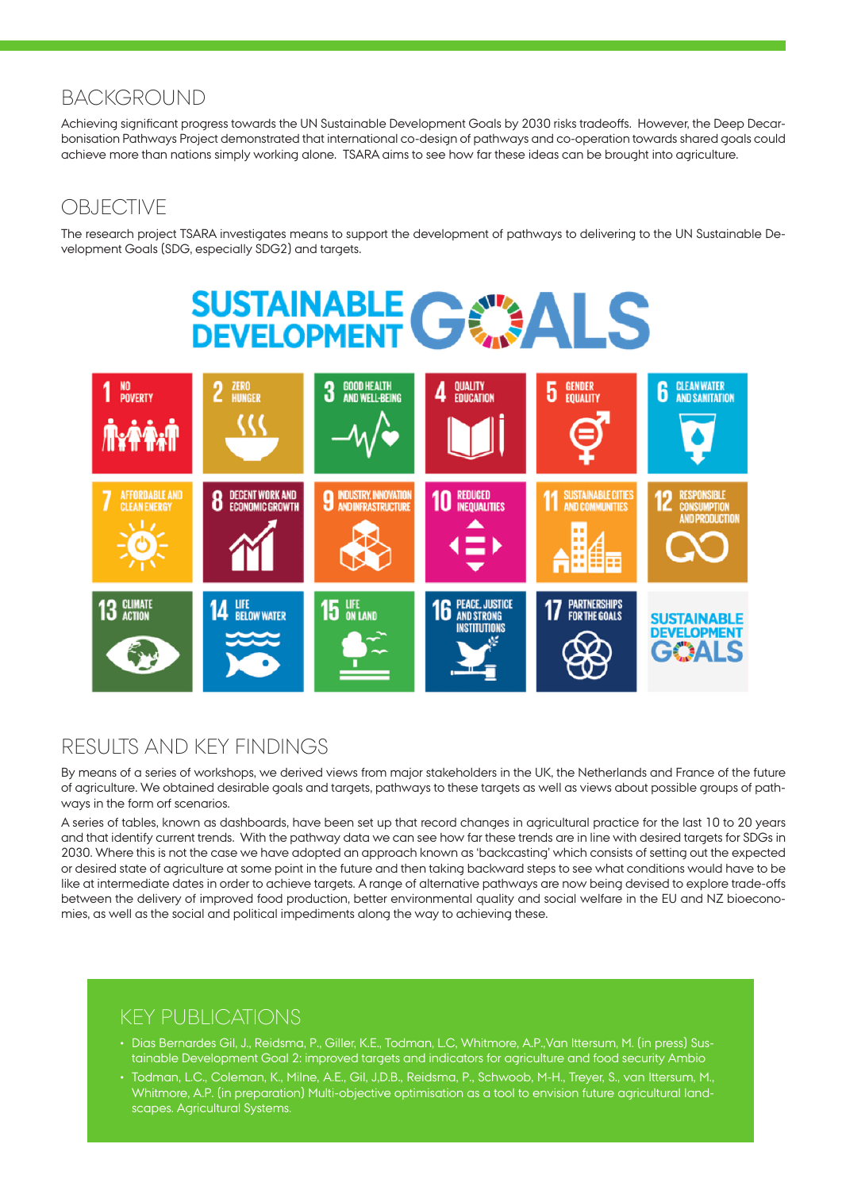## BACKGROUND

Achieving significant progress towards the UN Sustainable Development Goals by 2030 risks tradeoffs. However, the Deep Decarbonisation Pathways Project demonstrated that international co-design of pathways and co-operation towards shared goals could achieve more than nations simply working alone. TSARA aims to see how far these ideas can be brought into agriculture.

## OBJECTIVE

The research project TSARA investigates means to support the development of pathways to delivering to the UN Sustainable Development Goals (SDG, especially SDG2) and targets.

SUSTAINABLE DEVELOPMENT GOALS

1 NO POVERTY
2 ZERO HUNGER
3 GOOD HEALTH AND WELL-BEING
4 QUALITY EDUCATION
5 GENDER EQUALITY
6 CLEAN WATER AND SANITATION
7 AFFORDABLE AND CLEAN ENERGY
8 DECENT WORK AND ECONOMIC GROWTH
9 INDUSTRY, INNOVATION AND INFRASTRUCTURE
10 REDUCED INEQUALITIES
11 SUSTAINABLE CITIES AND COMMUNITIES
12 RESPONSIBLE CONSUMPTION AND PRODUCTION
13 CLIMATE ACTION
14 LIFE BELOW WATER
15 LIFE ON LAND
16 PEACE, JUSTICE AND STRONG INSTITUTIONS
17 PARTNERSHIPS FOR THE GOALS
SUSTAINABLE DEVELOPMENT GOALS

## RESULTS AND KEY FINDINGS

By means of a series of workshops, we derived views from major stakeholders in the UK, the Netherlands and France of the future of agriculture. We obtained desirable goals and targets, pathways to these targets as well as views about possible groups of pathways in the form orf scenarios.

A series of tables, known as dashboards, have been set up that record changes in agricultural practice for the last 10 to 20 years and that identify current trends. With the pathway data we can see how far these trends are in line with desired targets for SDGs in 2030. Where this is not the case we have adopted an approach known as 'backcasting' which consists of setting out the expected or desired state of agriculture at some point in the future and then taking backward steps to see what conditions would have to be like at intermediate dates in order to achieve targets. A range of alternative pathways are now being devised to explore trade-offs between the delivery of improved food production, better environmental quality and social welfare in the EU and NZ bioeconomies, as well as the social and political impediments along the way to achieving these.

## KEY PUBLICATIONS

- Dias Bernardes Gil, J., Reidsma, P., Giller, K.E., Todman, L.C., Whitmore, A.P.,Van Ittersum, M. (in press) Sustainable Development Goal 2: improved targets and indicators for agriculture and food security Ambio
- Todman, L.C., Coleman, K., Milne, A.E., Gil, J.D.B., Reidsma, P., Schwoob, M-H., Treyer, S., van Ittersum, M., Whitmore, A.P. (in preparation) Multi-objective optimisation as a tool to envision future agricultural landscapes. Agricultural Systems.